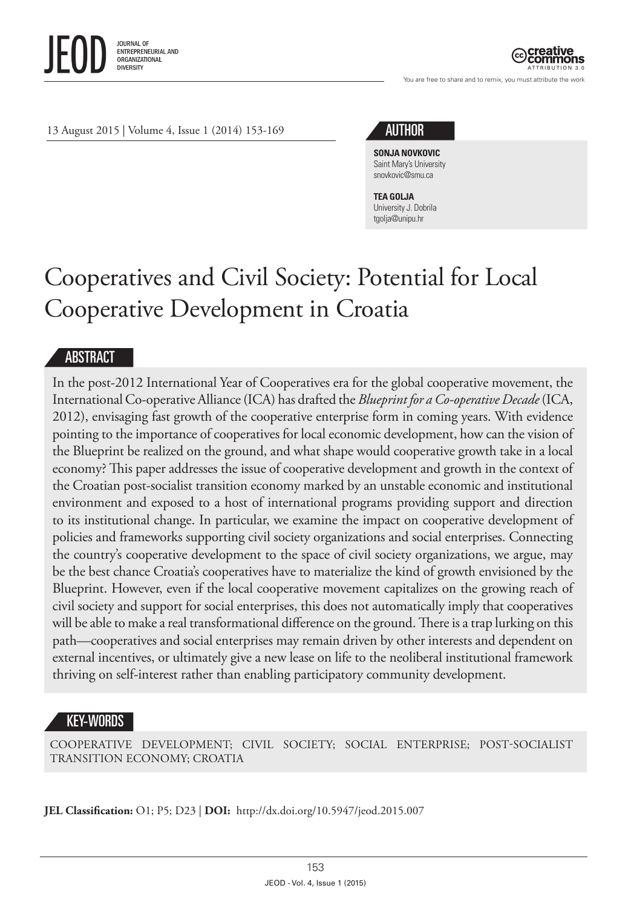13 August 2015 | Volume 4, Issue 1 (2014) 153-169

## AUTHOR

**SONJA NOVKOVIC**
Saint Mary's University
snovkovic@smu.ca

**TEA GOLJA**
University J. Dobrila
tgolja@unipu.hr

# Cooperatives and Civil Society: Potential for Local Cooperative Development in Croatia

## ABSTRACT

In the post-2012 International Year of Cooperatives era for the global cooperative movement, the International Co-operative Alliance (ICA) has drafted the *Blueprint for a Co-operative Decade* (ICA, 2012), envisaging fast growth of the cooperative enterprise form in coming years. With evidence pointing to the importance of cooperatives for local economic development, how can the vision of the Blueprint be realized on the ground, and what shape would cooperative growth take in a local economy? This paper addresses the issue of cooperative development and growth in the context of the Croatian post-socialist transition economy marked by an unstable economic and institutional environment and exposed to a host of international programs providing support and direction to its institutional change. In particular, we examine the impact on cooperative development of policies and frameworks supporting civil society organizations and social enterprises. Connecting the country's cooperative development to the space of civil society organizations, we argue, may be the best chance Croatia's cooperatives have to materialize the kind of growth envisioned by the Blueprint. However, even if the local cooperative movement capitalizes on the growing reach of civil society and support for social enterprises, this does not automatically imply that cooperatives will be able to make a real transformational difference on the ground. There is a trap lurking on this path—cooperatives and social enterprises may remain driven by other interests and dependent on external incentives, or ultimately give a new lease on life to the neoliberal institutional framework thriving on self-interest rather than enabling participatory community development.

## KEY-WORDS

COOPERATIVE DEVELOPMENT; CIVIL SOCIETY; SOCIAL ENTERPRISE; POST-SOCIALIST TRANSITION ECONOMY; CROATIA

**JEL Classification:** O1; P5; D23 | **DOI:** http://dx.doi.org/10.5947/jeod.2015.007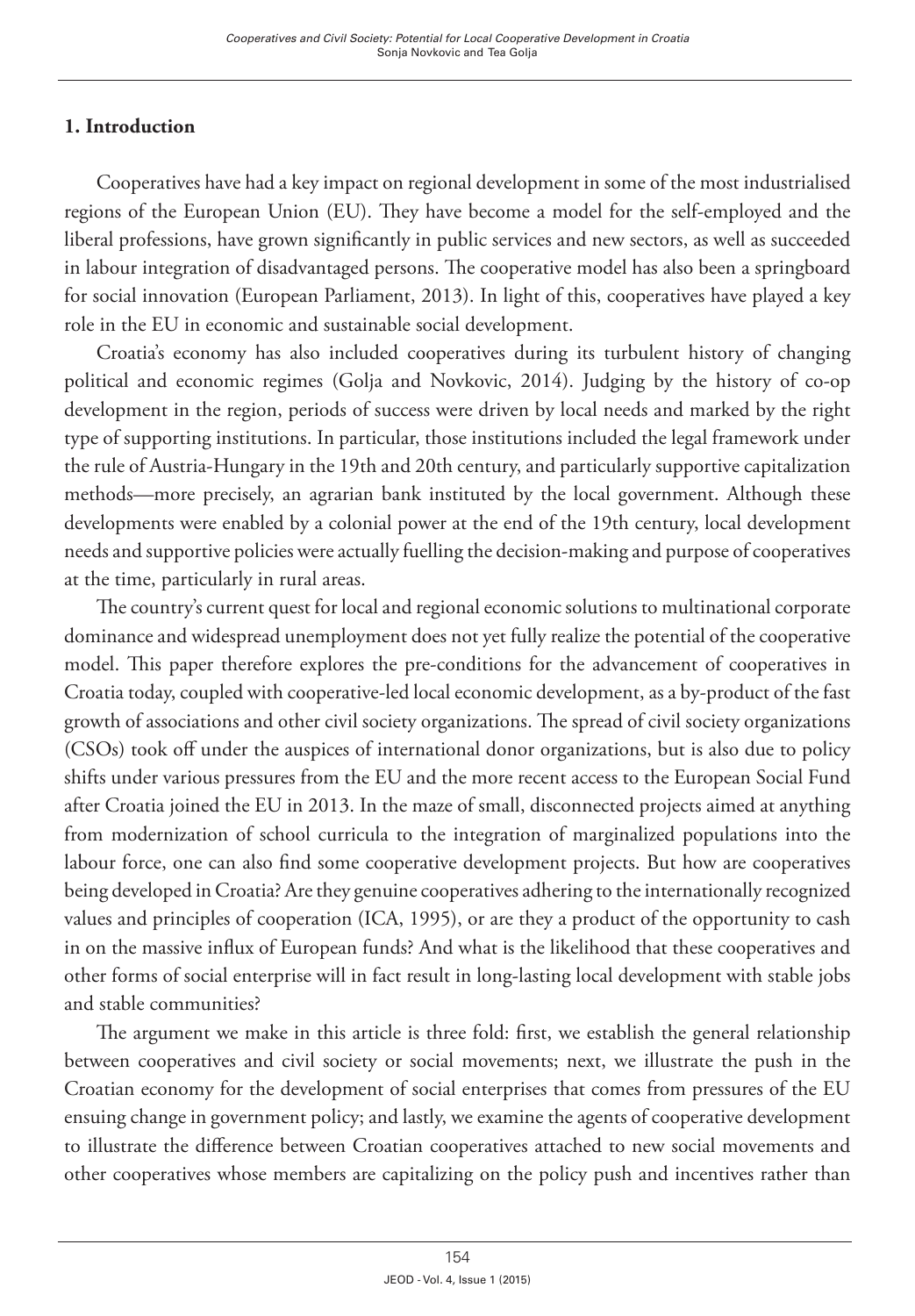## 1. Introduction

Cooperatives have had a key impact on regional development in some of the most industrialised regions of the European Union (EU). They have become a model for the self-employed and the liberal professions, have grown significantly in public services and new sectors, as well as succeeded in labour integration of disadvantaged persons. The cooperative model has also been a springboard for social innovation (European Parliament, 2013). In light of this, cooperatives have played a key role in the EU in economic and sustainable social development.

Croatia's economy has also included cooperatives during its turbulent history of changing political and economic regimes (Golja and Novkovic, 2014). Judging by the history of co-op development in the region, periods of success were driven by local needs and marked by the right type of supporting institutions. In particular, those institutions included the legal framework under the rule of Austria-Hungary in the 19th and 20th century, and particularly supportive capitalization methods—more precisely, an agrarian bank instituted by the local government. Although these developments were enabled by a colonial power at the end of the 19th century, local development needs and supportive policies were actually fuelling the decision-making and purpose of cooperatives at the time, particularly in rural areas.

The country's current quest for local and regional economic solutions to multinational corporate dominance and widespread unemployment does not yet fully realize the potential of the cooperative model. This paper therefore explores the pre-conditions for the advancement of cooperatives in Croatia today, coupled with cooperative-led local economic development, as a by-product of the fast growth of associations and other civil society organizations. The spread of civil society organizations (CSOs) took off under the auspices of international donor organizations, but is also due to policy shifts under various pressures from the EU and the more recent access to the European Social Fund after Croatia joined the EU in 2013. In the maze of small, disconnected projects aimed at anything from modernization of school curricula to the integration of marginalized populations into the labour force, one can also find some cooperative development projects. But how are cooperatives being developed in Croatia? Are they genuine cooperatives adhering to the internationally recognized values and principles of cooperation (ICA, 1995), or are they a product of the opportunity to cash in on the massive influx of European funds? And what is the likelihood that these cooperatives and other forms of social enterprise will in fact result in long-lasting local development with stable jobs and stable communities?

The argument we make in this article is three fold: first, we establish the general relationship between cooperatives and civil society or social movements; next, we illustrate the push in the Croatian economy for the development of social enterprises that comes from pressures of the EU ensuing change in government policy; and lastly, we examine the agents of cooperative development to illustrate the difference between Croatian cooperatives attached to new social movements and other cooperatives whose members are capitalizing on the policy push and incentives rather than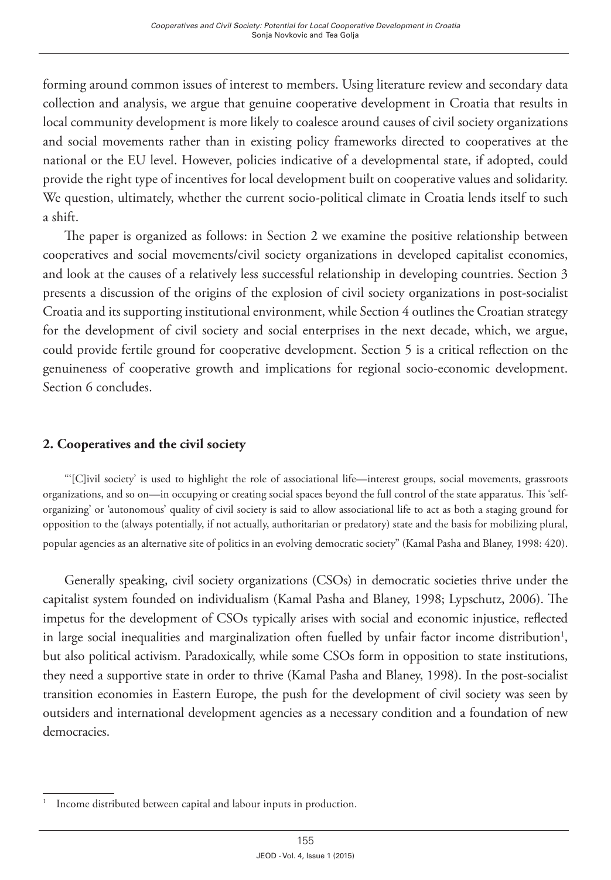forming around common issues of interest to members. Using literature review and secondary data collection and analysis, we argue that genuine cooperative development in Croatia that results in local community development is more likely to coalesce around causes of civil society organizations and social movements rather than in existing policy frameworks directed to cooperatives at the national or the EU level. However, policies indicative of a developmental state, if adopted, could provide the right type of incentives for local development built on cooperative values and solidarity. We question, ultimately, whether the current socio-political climate in Croatia lends itself to such a shift.

The paper is organized as follows: in Section 2 we examine the positive relationship between cooperatives and social movements/civil society organizations in developed capitalist economies, and look at the causes of a relatively less successful relationship in developing countries. Section 3 presents a discussion of the origins of the explosion of civil society organizations in post-socialist Croatia and its supporting institutional environment, while Section 4 outlines the Croatian strategy for the development of civil society and social enterprises in the next decade, which, we argue, could provide fertile ground for cooperative development. Section 5 is a critical reflection on the genuineness of cooperative growth and implications for regional socio-economic development. Section 6 concludes.

## 2. Cooperatives and the civil society

"'[C]ivil society' is used to highlight the role of associational life—interest groups, social movements, grassroots organizations, and so on—in occupying or creating social spaces beyond the full control of the state apparatus. This 'self-organizing' or 'autonomous' quality of civil society is said to allow associational life to act as both a staging ground for opposition to the (always potentially, if not actually, authoritarian or predatory) state and the basis for mobilizing plural, popular agencies as an alternative site of politics in an evolving democratic society" (Kamal Pasha and Blaney, 1998: 420).

Generally speaking, civil society organizations (CSOs) in democratic societies thrive under the capitalist system founded on individualism (Kamal Pasha and Blaney, 1998; Lypschutz, 2006). The impetus for the development of CSOs typically arises with social and economic injustice, reflected in large social inequalities and marginalization often fuelled by unfair factor income distribution[1], but also political activism. Paradoxically, while some CSOs form in opposition to state institutions, they need a supportive state in order to thrive (Kamal Pasha and Blaney, 1998). In the post-socialist transition economies in Eastern Europe, the push for the development of civil society was seen by outsiders and international development agencies as a necessary condition and a foundation of new democracies.

[1] Income distributed between capital and labour inputs in production.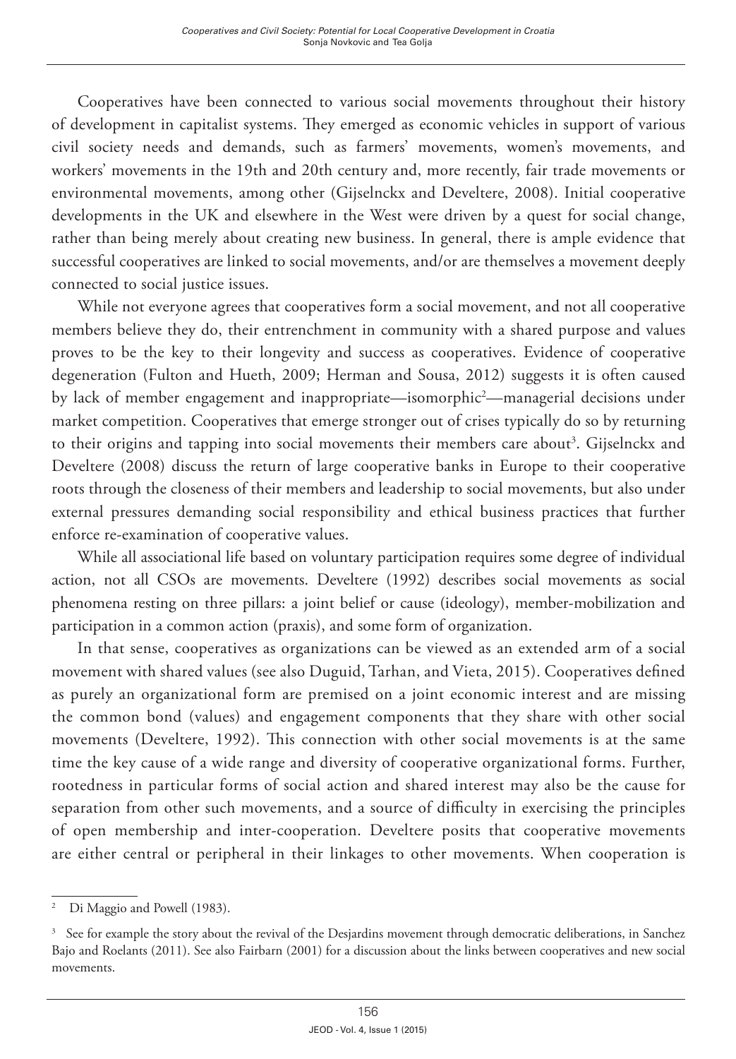Cooperatives have been connected to various social movements throughout their history of development in capitalist systems. They emerged as economic vehicles in support of various civil society needs and demands, such as farmers' movements, women's movements, and workers' movements in the 19th and 20th century and, more recently, fair trade movements or environmental movements, among other (Gijselnckx and Develtere, 2008). Initial cooperative developments in the UK and elsewhere in the West were driven by a quest for social change, rather than being merely about creating new business. In general, there is ample evidence that successful cooperatives are linked to social movements, and/or are themselves a movement deeply connected to social justice issues.

While not everyone agrees that cooperatives form a social movement, and not all cooperative members believe they do, their entrenchment in community with a shared purpose and values proves to be the key to their longevity and success as cooperatives. Evidence of cooperative degeneration (Fulton and Hueth, 2009; Herman and Sousa, 2012) suggests it is often caused by lack of member engagement and inappropriate—isomorphic[2]—managerial decisions under market competition. Cooperatives that emerge stronger out of crises typically do so by returning to their origins and tapping into social movements their members care about[3]. Gijselnckx and Develtere (2008) discuss the return of large cooperative banks in Europe to their cooperative roots through the closeness of their members and leadership to social movements, but also under external pressures demanding social responsibility and ethical business practices that further enforce re-examination of cooperative values.

While all associational life based on voluntary participation requires some degree of individual action, not all CSOs are movements. Develtere (1992) describes social movements as social phenomena resting on three pillars: a joint belief or cause (ideology), member-mobilization and participation in a common action (praxis), and some form of organization.

In that sense, cooperatives as organizations can be viewed as an extended arm of a social movement with shared values (see also Duguid, Tarhan, and Vieta, 2015). Cooperatives defined as purely an organizational form are premised on a joint economic interest and are missing the common bond (values) and engagement components that they share with other social movements (Develtere, 1992). This connection with other social movements is at the same time the key cause of a wide range and diversity of cooperative organizational forms. Further, rootedness in particular forms of social action and shared interest may also be the cause for separation from other such movements, and a source of difficulty in exercising the principles of open membership and inter-cooperation. Develtere posits that cooperative movements are either central or peripheral in their linkages to other movements. When cooperation is

---

[2] Di Maggio and Powell (1983).

[3] See for example the story about the revival of the Desjardins movement through democratic deliberations, in Sanchez Bajo and Roelants (2011). See also Fairbarn (2001) for a discussion about the links between cooperatives and new social movements.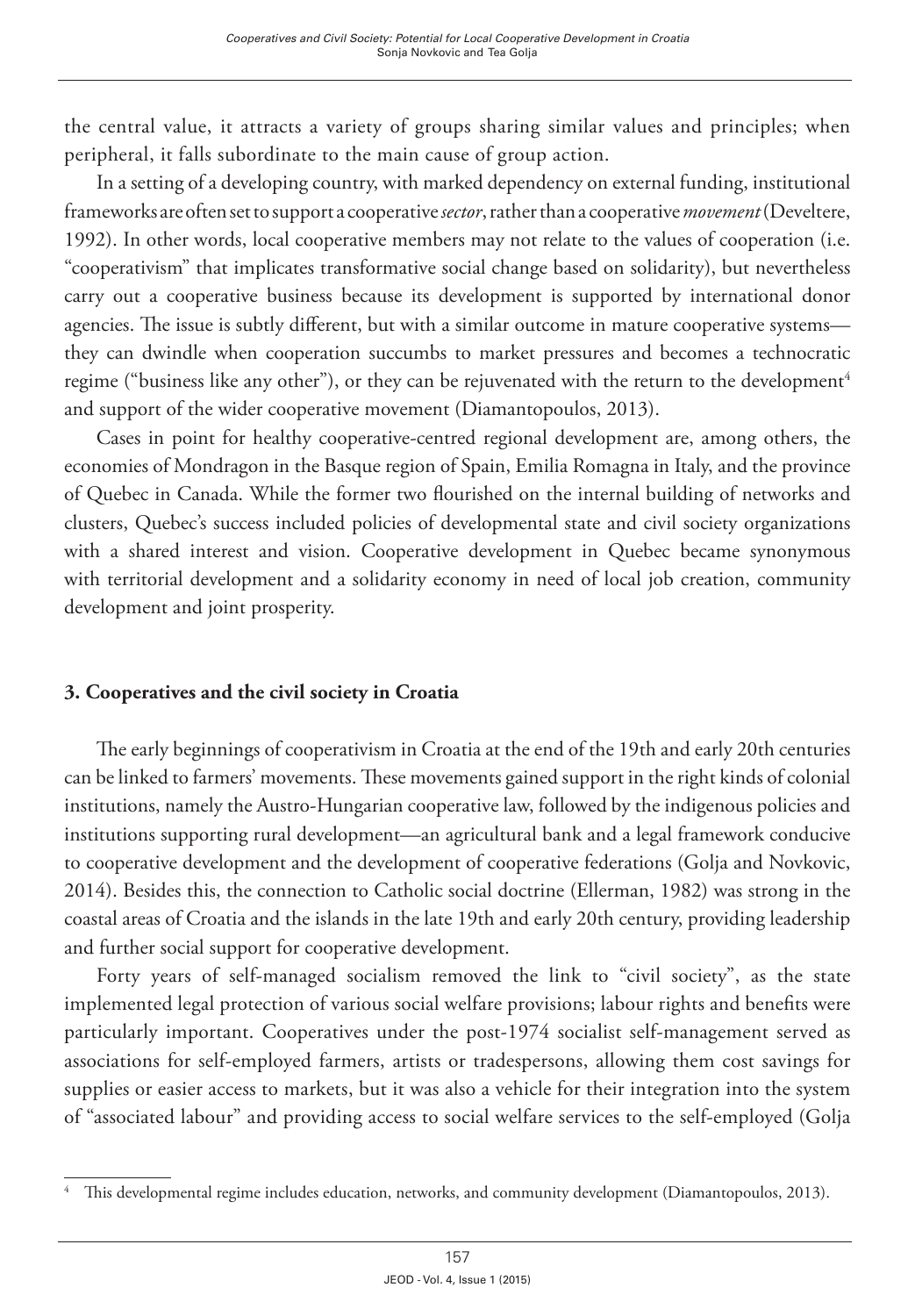the central value, it attracts a variety of groups sharing similar values and principles; when peripheral, it falls subordinate to the main cause of group action.

In a setting of a developing country, with marked dependency on external funding, institutional frameworks are often set to support a cooperative *sector*, rather than a cooperative *movement* (Develtere, 1992). In other words, local cooperative members may not relate to the values of cooperation (i.e. "cooperativism" that implicates transformative social change based on solidarity), but nevertheless carry out a cooperative business because its development is supported by international donor agencies. The issue is subtly different, but with a similar outcome in mature cooperative systems—they can dwindle when cooperation succumbs to market pressures and becomes a technocratic regime ("business like any other"), or they can be rejuvenated with the return to the development[4] and support of the wider cooperative movement (Diamantopoulos, 2013).

Cases in point for healthy cooperative-centred regional development are, among others, the economies of Mondragon in the Basque region of Spain, Emilia Romagna in Italy, and the province of Quebec in Canada. While the former two flourished on the internal building of networks and clusters, Quebec's success included policies of developmental state and civil society organizations with a shared interest and vision. Cooperative development in Quebec became synonymous with territorial development and a solidarity economy in need of local job creation, community development and joint prosperity.

## 3. Cooperatives and the civil society in Croatia

The early beginnings of cooperativism in Croatia at the end of the 19th and early 20th centuries can be linked to farmers' movements. These movements gained support in the right kinds of colonial institutions, namely the Austro-Hungarian cooperative law, followed by the indigenous policies and institutions supporting rural development—an agricultural bank and a legal framework conducive to cooperative development and the development of cooperative federations (Golja and Novkovic, 2014). Besides this, the connection to Catholic social doctrine (Ellerman, 1982) was strong in the coastal areas of Croatia and the islands in the late 19th and early 20th century, providing leadership and further social support for cooperative development.

Forty years of self-managed socialism removed the link to "civil society", as the state implemented legal protection of various social welfare provisions; labour rights and benefits were particularly important. Cooperatives under the post-1974 socialist self-management served as associations for self-employed farmers, artists or tradespersons, allowing them cost savings for supplies or easier access to markets, but it was also a vehicle for their integration into the system of "associated labour" and providing access to social welfare services to the self-employed (Golja

[4] This developmental regime includes education, networks, and community development (Diamantopoulos, 2013).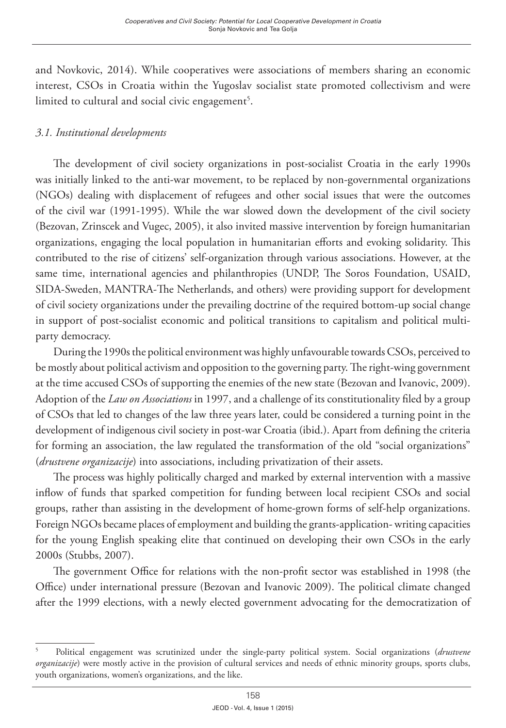and Novkovic, 2014). While cooperatives were associations of members sharing an economic interest, CSOs in Croatia within the Yugoslav socialist state promoted collectivism and were limited to cultural and social civic engagement[5].

### *3.1. Institutional developments*

The development of civil society organizations in post-socialist Croatia in the early 1990s was initially linked to the anti-war movement, to be replaced by non-governmental organizations (NGOs) dealing with displacement of refugees and other social issues that were the outcomes of the civil war (1991-1995). While the war slowed down the development of the civil society (Bezovan, Zrinscek and Vugec, 2005), it also invited massive intervention by foreign humanitarian organizations, engaging the local population in humanitarian efforts and evoking solidarity. This contributed to the rise of citizens' self-organization through various associations. However, at the same time, international agencies and philanthropies (UNDP, The Soros Foundation, USAID, SIDA-Sweden, MANTRA-The Netherlands, and others) were providing support for development of civil society organizations under the prevailing doctrine of the required bottom-up social change in support of post-socialist economic and political transitions to capitalism and political multi-party democracy.

During the 1990s the political environment was highly unfavourable towards CSOs, perceived to be mostly about political activism and opposition to the governing party. The right-wing government at the time accused CSOs of supporting the enemies of the new state (Bezovan and Ivanovic, 2009). Adoption of the *Law on Associations* in 1997, and a challenge of its constitutionality filed by a group of CSOs that led to changes of the law three years later, could be considered a turning point in the development of indigenous civil society in post-war Croatia (ibid.). Apart from defining the criteria for forming an association, the law regulated the transformation of the old "social organizations" (*drustvene organizacije*) into associations, including privatization of their assets.

The process was highly politically charged and marked by external intervention with a massive inflow of funds that sparked competition for funding between local recipient CSOs and social groups, rather than assisting in the development of home-grown forms of self-help organizations. Foreign NGOs became places of employment and building the grants-application- writing capacities for the young English speaking elite that continued on developing their own CSOs in the early 2000s (Stubbs, 2007).

The government Office for relations with the non-profit sector was established in 1998 (the Office) under international pressure (Bezovan and Ivanovic 2009). The political climate changed after the 1999 elections, with a newly elected government advocating for the democratization of

---

[5] Political engagement was scrutinized under the single-party political system. Social organizations (*drustvene organizacije*) were mostly active in the provision of cultural services and needs of ethnic minority groups, sports clubs, youth organizations, women's organizations, and the like.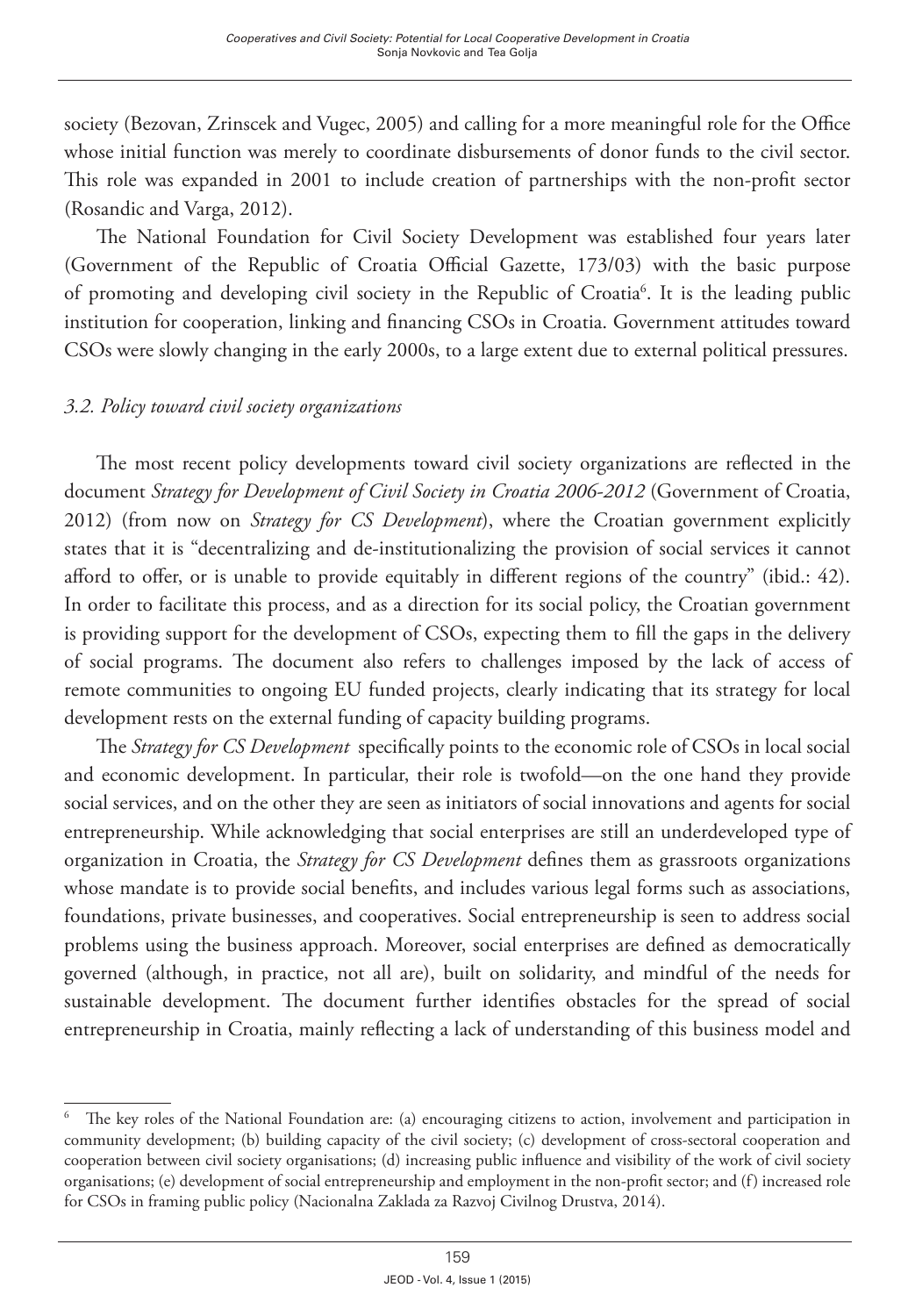society (Bezovan, Zrinscek and Vugec, 2005) and calling for a more meaningful role for the Office whose initial function was merely to coordinate disbursements of donor funds to the civil sector. This role was expanded in 2001 to include creation of partnerships with the non-profit sector (Rosandic and Varga, 2012).

The National Foundation for Civil Society Development was established four years later (Government of the Republic of Croatia Official Gazette, 173/03) with the basic purpose of promoting and developing civil society in the Republic of Croatia[6]. It is the leading public institution for cooperation, linking and financing CSOs in Croatia. Government attitudes toward CSOs were slowly changing in the early 2000s, to a large extent due to external political pressures.

### *3.2. Policy toward civil society organizations*

The most recent policy developments toward civil society organizations are reflected in the document *Strategy for Development of Civil Society in Croatia 2006-2012* (Government of Croatia, 2012) (from now on *Strategy for CS Development*), where the Croatian government explicitly states that it is "decentralizing and de-institutionalizing the provision of social services it cannot afford to offer, or is unable to provide equitably in different regions of the country" (ibid.: 42). In order to facilitate this process, and as a direction for its social policy, the Croatian government is providing support for the development of CSOs, expecting them to fill the gaps in the delivery of social programs. The document also refers to challenges imposed by the lack of access of remote communities to ongoing EU funded projects, clearly indicating that its strategy for local development rests on the external funding of capacity building programs.

The *Strategy for CS Development* specifically points to the economic role of CSOs in local social and economic development. In particular, their role is twofold—on the one hand they provide social services, and on the other they are seen as initiators of social innovations and agents for social entrepreneurship. While acknowledging that social enterprises are still an underdeveloped type of organization in Croatia, the *Strategy for CS Development* defines them as grassroots organizations whose mandate is to provide social benefits, and includes various legal forms such as associations, foundations, private businesses, and cooperatives. Social entrepreneurship is seen to address social problems using the business approach. Moreover, social enterprises are defined as democratically governed (although, in practice, not all are), built on solidarity, and mindful of the needs for sustainable development. The document further identifies obstacles for the spread of social entrepreneurship in Croatia, mainly reflecting a lack of understanding of this business model and

---

[6] The key roles of the National Foundation are: (a) encouraging citizens to action, involvement and participation in community development; (b) building capacity of the civil society; (c) development of cross-sectoral cooperation and cooperation between civil society organisations; (d) increasing public influence and visibility of the work of civil society organisations; (e) development of social entrepreneurship and employment in the non-profit sector; and (f) increased role for CSOs in framing public policy (Nacionalna Zaklada za Razvoj Civilnog Drustva, 2014).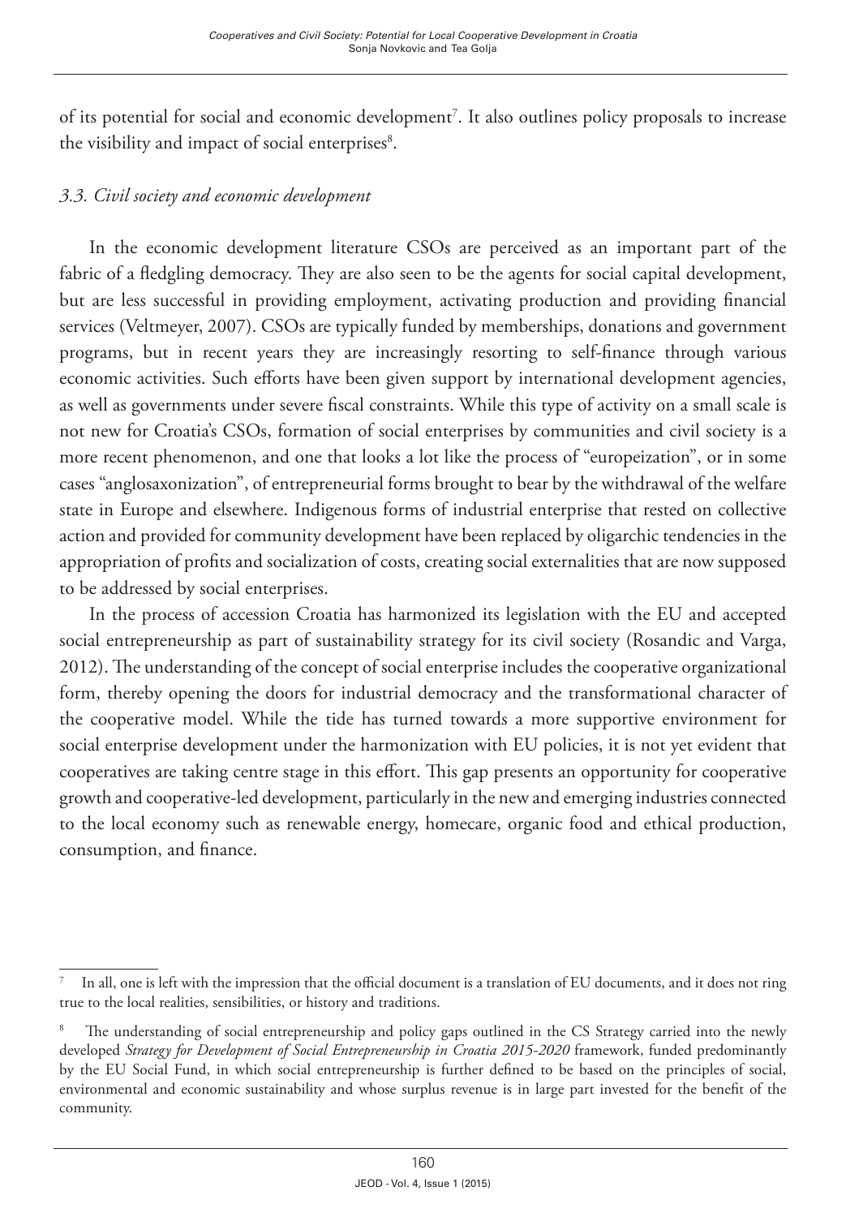of its potential for social and economic development[7]. It also outlines policy proposals to increase the visibility and impact of social enterprises[8].

### *3.3. Civil society and economic development*

In the economic development literature CSOs are perceived as an important part of the fabric of a fledgling democracy. They are also seen to be the agents for social capital development, but are less successful in providing employment, activating production and providing financial services (Veltmeyer, 2007). CSOs are typically funded by memberships, donations and government programs, but in recent years they are increasingly resorting to self-finance through various economic activities. Such efforts have been given support by international development agencies, as well as governments under severe fiscal constraints. While this type of activity on a small scale is not new for Croatia's CSOs, formation of social enterprises by communities and civil society is a more recent phenomenon, and one that looks a lot like the process of "europeization", or in some cases "anglosaxonization", of entrepreneurial forms brought to bear by the withdrawal of the welfare state in Europe and elsewhere. Indigenous forms of industrial enterprise that rested on collective action and provided for community development have been replaced by oligarchic tendencies in the appropriation of profits and socialization of costs, creating social externalities that are now supposed to be addressed by social enterprises.

In the process of accession Croatia has harmonized its legislation with the EU and accepted social entrepreneurship as part of sustainability strategy for its civil society (Rosandic and Varga, 2012). The understanding of the concept of social enterprise includes the cooperative organizational form, thereby opening the doors for industrial democracy and the transformational character of the cooperative model. While the tide has turned towards a more supportive environment for social enterprise development under the harmonization with EU policies, it is not yet evident that cooperatives are taking centre stage in this effort. This gap presents an opportunity for cooperative growth and cooperative-led development, particularly in the new and emerging industries connected to the local economy such as renewable energy, homecare, organic food and ethical production, consumption, and finance.

---

[7] In all, one is left with the impression that the official document is a translation of EU documents, and it does not ring true to the local realities, sensibilities, or history and traditions.

[8] The understanding of social entrepreneurship and policy gaps outlined in the CS Strategy carried into the newly developed *Strategy for Development of Social Entrepreneurship in Croatia 2015-2020* framework, funded predominantly by the EU Social Fund, in which social entrepreneurship is further defined to be based on the principles of social, environmental and economic sustainability and whose surplus revenue is in large part invested for the benefit of the community.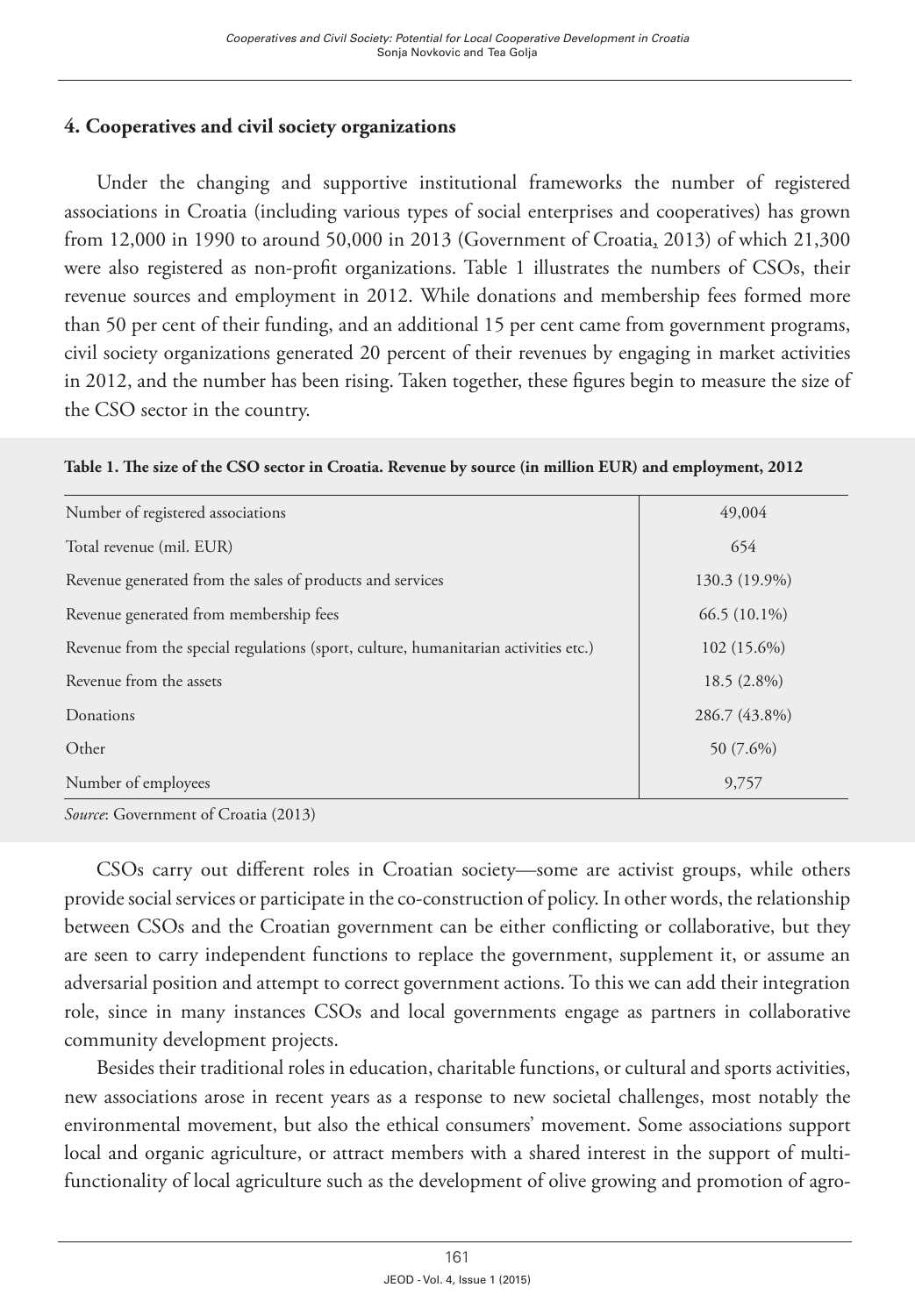## 4. Cooperatives and civil society organizations

Under the changing and supportive institutional frameworks the number of registered associations in Croatia (including various types of social enterprises and cooperatives) has grown from 12,000 in 1990 to around 50,000 in 2013 (Government of Croatia, 2013) of which 21,300 were also registered as non-profit organizations. Table 1 illustrates the numbers of CSOs, their revenue sources and employment in 2012. While donations and membership fees formed more than 50 per cent of their funding, and an additional 15 per cent came from government programs, civil society organizations generated 20 percent of their revenues by engaging in market activities in 2012, and the number has been rising. Taken together, these figures begin to measure the size of the CSO sector in the country.

**Table 1. The size of the CSO sector in Croatia. Revenue by source (in million EUR) and employment, 2012**

| | |
|---|---|
| Number of registered associations | 49,004 |
| Total revenue (mil. EUR) | 654 |
| Revenue generated from the sales of products and services | 130.3 (19.9%) |
| Revenue generated from membership fees | 66.5 (10.1%) |
| Revenue from the special regulations (sport, culture, humanitarian activities etc.) | 102 (15.6%) |
| Revenue from the assets | 18.5 (2.8%) |
| Donations | 286.7 (43.8%) |
| Other | 50 (7.6%) |
| Number of employees | 9,757 |

*Source*: Government of Croatia (2013)

CSOs carry out different roles in Croatian society—some are activist groups, while others provide social services or participate in the co-construction of policy. In other words, the relationship between CSOs and the Croatian government can be either conflicting or collaborative, but they are seen to carry independent functions to replace the government, supplement it, or assume an adversarial position and attempt to correct government actions. To this we can add their integration role, since in many instances CSOs and local governments engage as partners in collaborative community development projects.

Besides their traditional roles in education, charitable functions, or cultural and sports activities, new associations arose in recent years as a response to new societal challenges, most notably the environmental movement, but also the ethical consumers' movement. Some associations support local and organic agriculture, or attract members with a shared interest in the support of multi-functionality of local agriculture such as the development of olive growing and promotion of agro-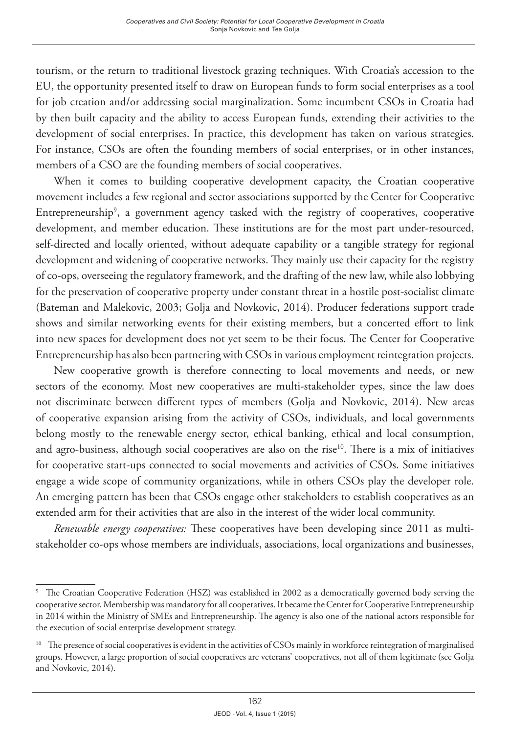tourism, or the return to traditional livestock grazing techniques. With Croatia's accession to the EU, the opportunity presented itself to draw on European funds to form social enterprises as a tool for job creation and/or addressing social marginalization. Some incumbent CSOs in Croatia had by then built capacity and the ability to access European funds, extending their activities to the development of social enterprises. In practice, this development has taken on various strategies. For instance, CSOs are often the founding members of social enterprises, or in other instances, members of a CSO are the founding members of social cooperatives.

When it comes to building cooperative development capacity, the Croatian cooperative movement includes a few regional and sector associations supported by the Center for Cooperative Entrepreneurship[9], a government agency tasked with the registry of cooperatives, cooperative development, and member education. These institutions are for the most part under-resourced, self-directed and locally oriented, without adequate capability or a tangible strategy for regional development and widening of cooperative networks. They mainly use their capacity for the registry of co-ops, overseeing the regulatory framework, and the drafting of the new law, while also lobbying for the preservation of cooperative property under constant threat in a hostile post-socialist climate (Bateman and Malekovic, 2003; Golja and Novkovic, 2014). Producer federations support trade shows and similar networking events for their existing members, but a concerted effort to link into new spaces for development does not yet seem to be their focus. The Center for Cooperative Entrepreneurship has also been partnering with CSOs in various employment reintegration projects.

New cooperative growth is therefore connecting to local movements and needs, or new sectors of the economy. Most new cooperatives are multi-stakeholder types, since the law does not discriminate between different types of members (Golja and Novkovic, 2014). New areas of cooperative expansion arising from the activity of CSOs, individuals, and local governments belong mostly to the renewable energy sector, ethical banking, ethical and local consumption, and agro-business, although social cooperatives are also on the rise[10]. There is a mix of initiatives for cooperative start-ups connected to social movements and activities of CSOs. Some initiatives engage a wide scope of community organizations, while in others CSOs play the developer role. An emerging pattern has been that CSOs engage other stakeholders to establish cooperatives as an extended arm for their activities that are also in the interest of the wider local community.

*Renewable energy cooperatives:* These cooperatives have been developing since 2011 as multi-stakeholder co-ops whose members are individuals, associations, local organizations and businesses,

---

[9] The Croatian Cooperative Federation (HSZ) was established in 2002 as a democratically governed body serving the cooperative sector. Membership was mandatory for all cooperatives. It became the Center for Cooperative Entrepreneurship in 2014 within the Ministry of SMEs and Entrepreneurship. The agency is also one of the national actors responsible for the execution of social enterprise development strategy.

[10] The presence of social cooperatives is evident in the activities of CSOs mainly in workforce reintegration of marginalised groups. However, a large proportion of social cooperatives are veterans' cooperatives, not all of them legitimate (see Golja and Novkovic, 2014).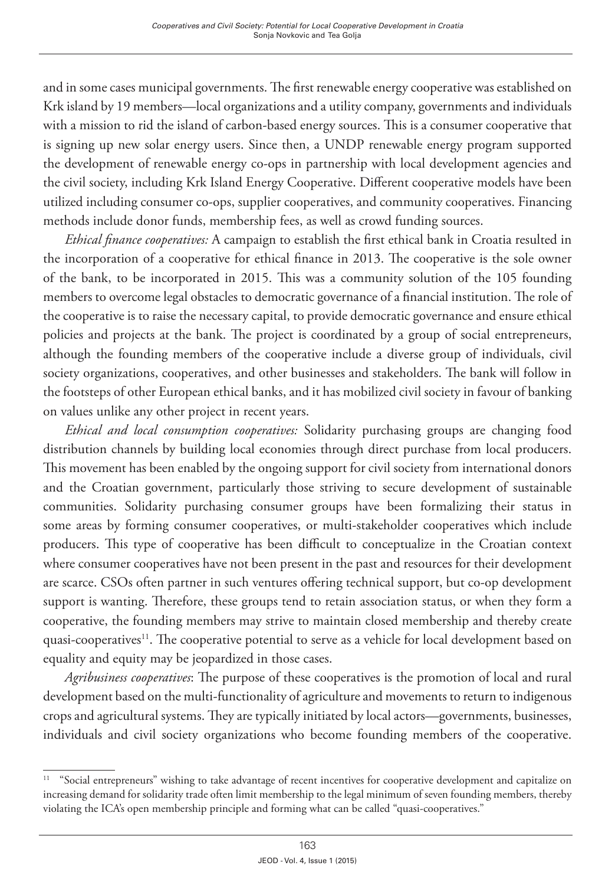and in some cases municipal governments. The first renewable energy cooperative was established on Krk island by 19 members—local organizations and a utility company, governments and individuals with a mission to rid the island of carbon-based energy sources. This is a consumer cooperative that is signing up new solar energy users. Since then, a UNDP renewable energy program supported the development of renewable energy co-ops in partnership with local development agencies and the civil society, including Krk Island Energy Cooperative. Different cooperative models have been utilized including consumer co-ops, supplier cooperatives, and community cooperatives. Financing methods include donor funds, membership fees, as well as crowd funding sources.

*Ethical finance cooperatives:* A campaign to establish the first ethical bank in Croatia resulted in the incorporation of a cooperative for ethical finance in 2013. The cooperative is the sole owner of the bank, to be incorporated in 2015. This was a community solution of the 105 founding members to overcome legal obstacles to democratic governance of a financial institution. The role of the cooperative is to raise the necessary capital, to provide democratic governance and ensure ethical policies and projects at the bank. The project is coordinated by a group of social entrepreneurs, although the founding members of the cooperative include a diverse group of individuals, civil society organizations, cooperatives, and other businesses and stakeholders. The bank will follow in the footsteps of other European ethical banks, and it has mobilized civil society in favour of banking on values unlike any other project in recent years.

*Ethical and local consumption cooperatives:* Solidarity purchasing groups are changing food distribution channels by building local economies through direct purchase from local producers. This movement has been enabled by the ongoing support for civil society from international donors and the Croatian government, particularly those striving to secure development of sustainable communities. Solidarity purchasing consumer groups have been formalizing their status in some areas by forming consumer cooperatives, or multi-stakeholder cooperatives which include producers. This type of cooperative has been difficult to conceptualize in the Croatian context where consumer cooperatives have not been present in the past and resources for their development are scarce. CSOs often partner in such ventures offering technical support, but co-op development support is wanting. Therefore, these groups tend to retain association status, or when they form a cooperative, the founding members may strive to maintain closed membership and thereby create quasi-cooperatives[11]. The cooperative potential to serve as a vehicle for local development based on equality and equity may be jeopardized in those cases.

*Agribusiness cooperatives*: The purpose of these cooperatives is the promotion of local and rural development based on the multi-functionality of agriculture and movements to return to indigenous crops and agricultural systems. They are typically initiated by local actors—governments, businesses, individuals and civil society organizations who become founding members of the cooperative.

[11] "Social entrepreneurs" wishing to take advantage of recent incentives for cooperative development and capitalize on increasing demand for solidarity trade often limit membership to the legal minimum of seven founding members, thereby violating the ICA's open membership principle and forming what can be called "quasi-cooperatives."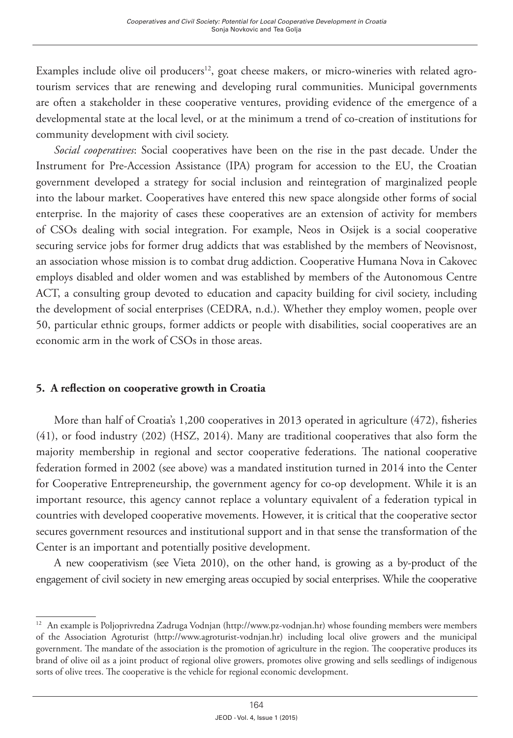Examples include olive oil producers[12], goat cheese makers, or micro-wineries with related agro-tourism services that are renewing and developing rural communities. Municipal governments are often a stakeholder in these cooperative ventures, providing evidence of the emergence of a developmental state at the local level, or at the minimum a trend of co-creation of institutions for community development with civil society.

*Social cooperatives*: Social cooperatives have been on the rise in the past decade. Under the Instrument for Pre-Accession Assistance (IPA) program for accession to the EU, the Croatian government developed a strategy for social inclusion and reintegration of marginalized people into the labour market. Cooperatives have entered this new space alongside other forms of social enterprise. In the majority of cases these cooperatives are an extension of activity for members of CSOs dealing with social integration. For example, Neos in Osijek is a social cooperative securing service jobs for former drug addicts that was established by the members of Neovisnost, an association whose mission is to combat drug addiction. Cooperative Humana Nova in Cakovec employs disabled and older women and was established by members of the Autonomous Centre ACT, a consulting group devoted to education and capacity building for civil society, including the development of social enterprises (CEDRA, n.d.). Whether they employ women, people over 50, particular ethnic groups, former addicts or people with disabilities, social cooperatives are an economic arm in the work of CSOs in those areas.

## 5. A reflection on cooperative growth in Croatia

More than half of Croatia's 1,200 cooperatives in 2013 operated in agriculture (472), fisheries (41), or food industry (202) (HSZ, 2014). Many are traditional cooperatives that also form the majority membership in regional and sector cooperative federations. The national cooperative federation formed in 2002 (see above) was a mandated institution turned in 2014 into the Center for Cooperative Entrepreneurship, the government agency for co-op development. While it is an important resource, this agency cannot replace a voluntary equivalent of a federation typical in countries with developed cooperative movements. However, it is critical that the cooperative sector secures government resources and institutional support and in that sense the transformation of the Center is an important and potentially positive development.

A new cooperativism (see Vieta 2010), on the other hand, is growing as a by-product of the engagement of civil society in new emerging areas occupied by social enterprises. While the cooperative

---

[12] An example is Poljoprivredna Zadruga Vodnjan (http://www.pz-vodnjan.hr) whose founding members were members of the Association Agroturist (http://www.agroturist-vodnjan.hr) including local olive growers and the municipal government. The mandate of the association is the promotion of agriculture in the region. The cooperative produces its brand of olive oil as a joint product of regional olive growers, promotes olive growing and sells seedlings of indigenous sorts of olive trees. The cooperative is the vehicle for regional economic development.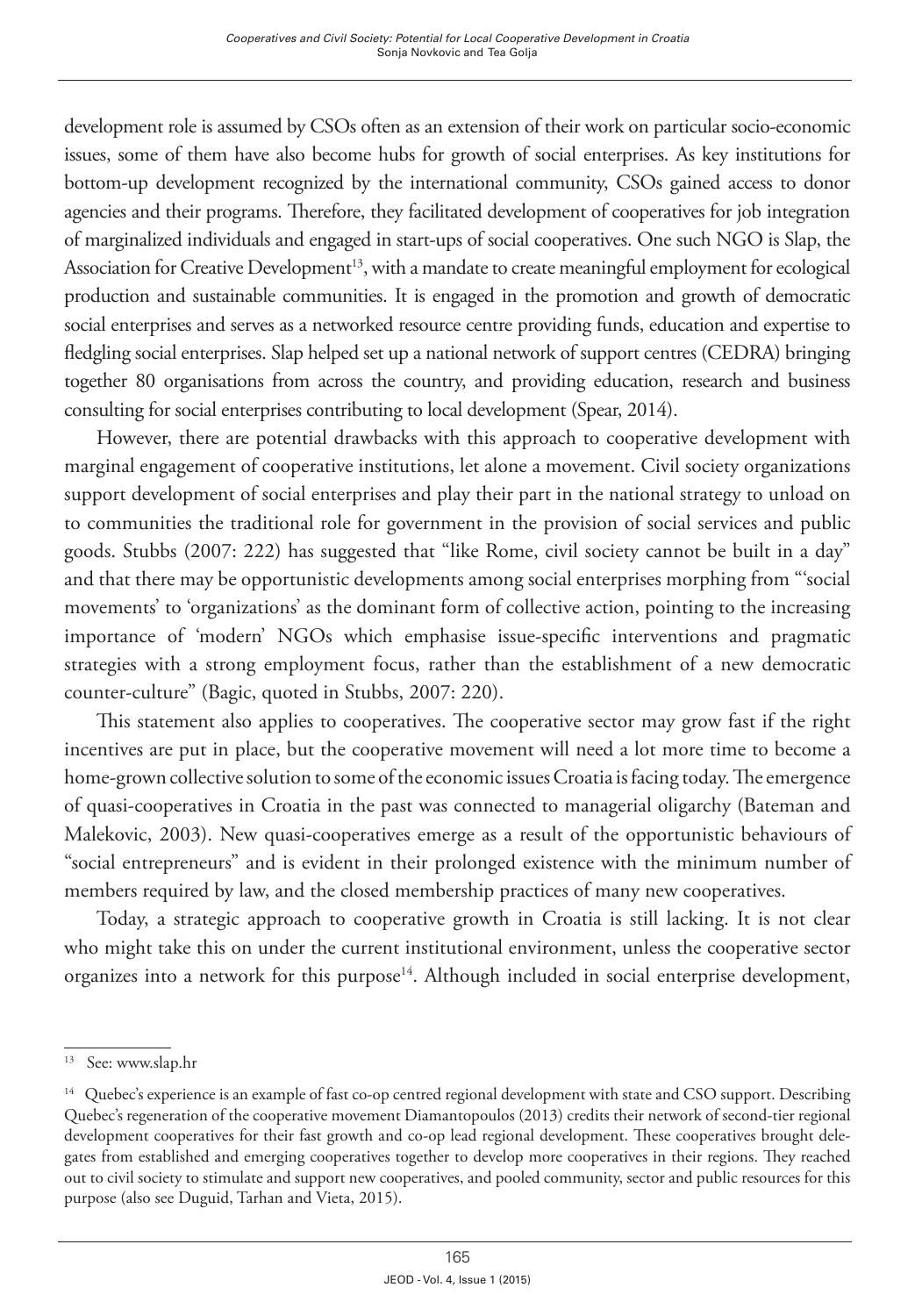development role is assumed by CSOs often as an extension of their work on particular socio-economic issues, some of them have also become hubs for growth of social enterprises. As key institutions for bottom-up development recognized by the international community, CSOs gained access to donor agencies and their programs. Therefore, they facilitated development of cooperatives for job integration of marginalized individuals and engaged in start-ups of social cooperatives. One such NGO is Slap, the Association for Creative Development[13], with a mandate to create meaningful employment for ecological production and sustainable communities. It is engaged in the promotion and growth of democratic social enterprises and serves as a networked resource centre providing funds, education and expertise to fledgling social enterprises. Slap helped set up a national network of support centres (CEDRA) bringing together 80 organisations from across the country, and providing education, research and business consulting for social enterprises contributing to local development (Spear, 2014).

However, there are potential drawbacks with this approach to cooperative development with marginal engagement of cooperative institutions, let alone a movement. Civil society organizations support development of social enterprises and play their part in the national strategy to unload on to communities the traditional role for government in the provision of social services and public goods. Stubbs (2007: 222) has suggested that "like Rome, civil society cannot be built in a day" and that there may be opportunistic developments among social enterprises morphing from "'social movements' to 'organizations' as the dominant form of collective action, pointing to the increasing importance of 'modern' NGOs which emphasise issue-specific interventions and pragmatic strategies with a strong employment focus, rather than the establishment of a new democratic counter-culture" (Bagic, quoted in Stubbs, 2007: 220).

This statement also applies to cooperatives. The cooperative sector may grow fast if the right incentives are put in place, but the cooperative movement will need a lot more time to become a home-grown collective solution to some of the economic issues Croatia is facing today. The emergence of quasi-cooperatives in Croatia in the past was connected to managerial oligarchy (Bateman and Malekovic, 2003). New quasi-cooperatives emerge as a result of the opportunistic behaviours of "social entrepreneurs" and is evident in their prolonged existence with the minimum number of members required by law, and the closed membership practices of many new cooperatives.

Today, a strategic approach to cooperative growth in Croatia is still lacking. It is not clear who might take this on under the current institutional environment, unless the cooperative sector organizes into a network for this purpose[14]. Although included in social enterprise development,

---

[13] See: www.slap.hr

[14] Quebec's experience is an example of fast co-op centred regional development with state and CSO support. Describing Quebec's regeneration of the cooperative movement Diamantopoulos (2013) credits their network of second-tier regional development cooperatives for their fast growth and co-op lead regional development. These cooperatives brought delegates from established and emerging cooperatives together to develop more cooperatives in their regions. They reached out to civil society to stimulate and support new cooperatives, and pooled community, sector and public resources for this purpose (also see Duguid, Tarhan and Vieta, 2015).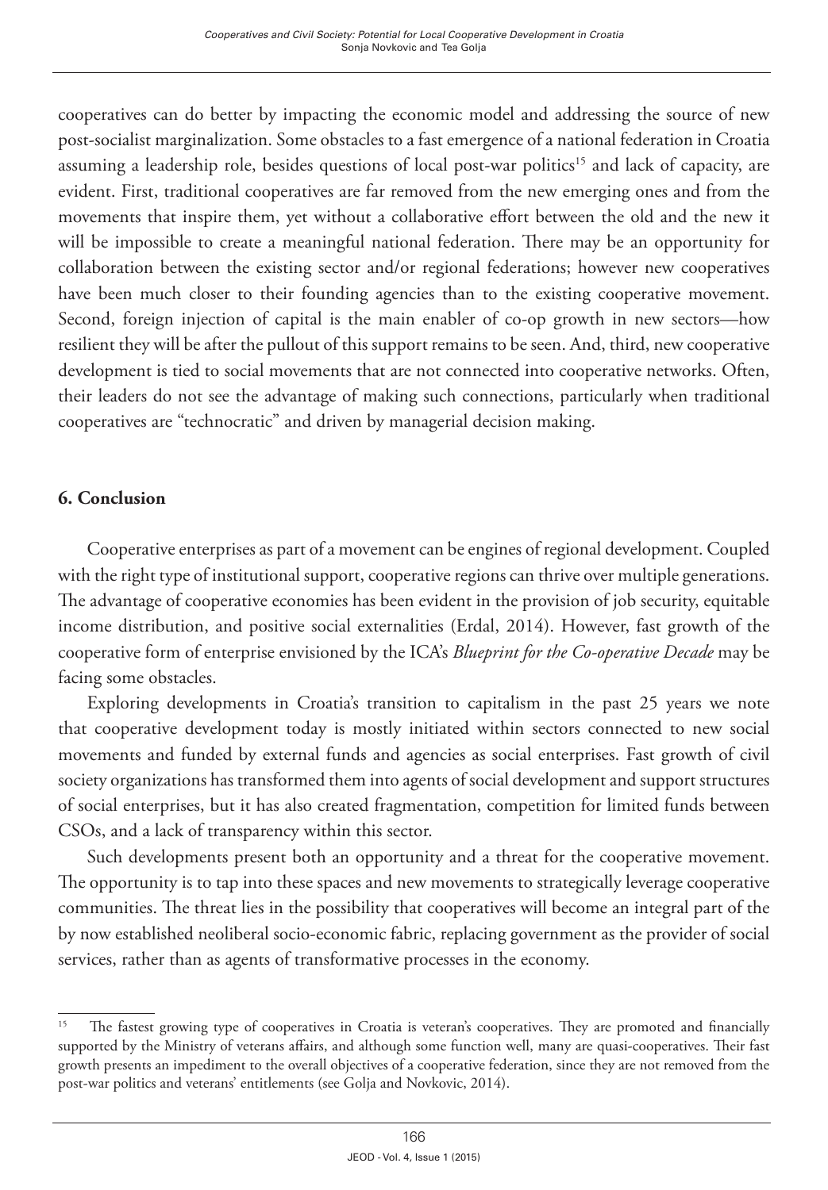cooperatives can do better by impacting the economic model and addressing the source of new post-socialist marginalization. Some obstacles to a fast emergence of a national federation in Croatia assuming a leadership role, besides questions of local post-war politics[15] and lack of capacity, are evident. First, traditional cooperatives are far removed from the new emerging ones and from the movements that inspire them, yet without a collaborative effort between the old and the new it will be impossible to create a meaningful national federation. There may be an opportunity for collaboration between the existing sector and/or regional federations; however new cooperatives have been much closer to their founding agencies than to the existing cooperative movement. Second, foreign injection of capital is the main enabler of co-op growth in new sectors—how resilient they will be after the pullout of this support remains to be seen. And, third, new cooperative development is tied to social movements that are not connected into cooperative networks. Often, their leaders do not see the advantage of making such connections, particularly when traditional cooperatives are "technocratic" and driven by managerial decision making.

## 6. Conclusion

Cooperative enterprises as part of a movement can be engines of regional development. Coupled with the right type of institutional support, cooperative regions can thrive over multiple generations. The advantage of cooperative economies has been evident in the provision of job security, equitable income distribution, and positive social externalities (Erdal, 2014). However, fast growth of the cooperative form of enterprise envisioned by the ICA's *Blueprint for the Co-operative Decade* may be facing some obstacles.

Exploring developments in Croatia's transition to capitalism in the past 25 years we note that cooperative development today is mostly initiated within sectors connected to new social movements and funded by external funds and agencies as social enterprises. Fast growth of civil society organizations has transformed them into agents of social development and support structures of social enterprises, but it has also created fragmentation, competition for limited funds between CSOs, and a lack of transparency within this sector.

Such developments present both an opportunity and a threat for the cooperative movement. The opportunity is to tap into these spaces and new movements to strategically leverage cooperative communities. The threat lies in the possibility that cooperatives will become an integral part of the by now established neoliberal socio-economic fabric, replacing government as the provider of social services, rather than as agents of transformative processes in the economy.

---

[15] The fastest growing type of cooperatives in Croatia is veteran's cooperatives. They are promoted and financially supported by the Ministry of veterans affairs, and although some function well, many are quasi-cooperatives. Their fast growth presents an impediment to the overall objectives of a cooperative federation, since they are not removed from the post-war politics and veterans' entitlements (see Golja and Novkovic, 2014).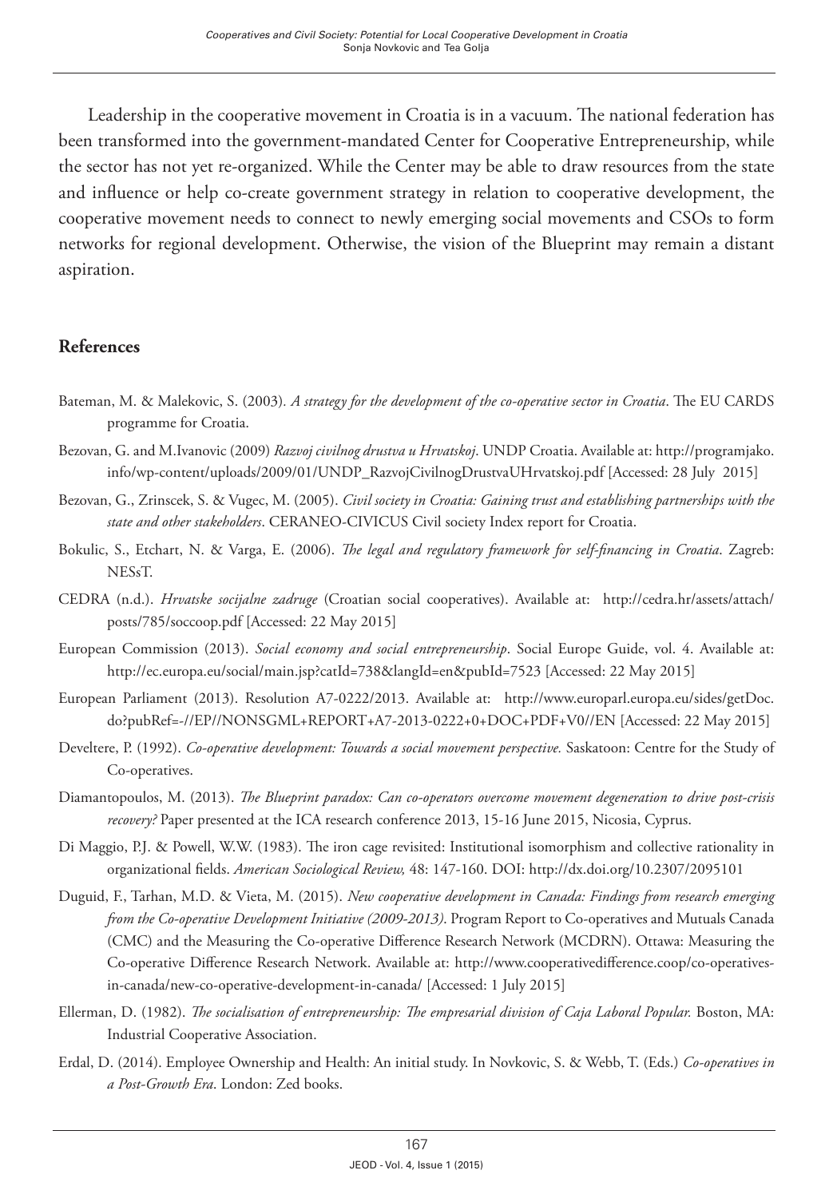Leadership in the cooperative movement in Croatia is in a vacuum. The national federation has been transformed into the government-mandated Center for Cooperative Entrepreneurship, while the sector has not yet re-organized. While the Center may be able to draw resources from the state and influence or help co-create government strategy in relation to cooperative development, the cooperative movement needs to connect to newly emerging social movements and CSOs to form networks for regional development. Otherwise, the vision of the Blueprint may remain a distant aspiration.

## References

Bateman, M. & Malekovic, S. (2003). *A strategy for the development of the co-operative sector in Croatia*. The EU CARDS programme for Croatia.

Bezovan, G. and M.Ivanovic (2009) *Razvoj civilnog drustva u Hrvatskoj*. UNDP Croatia. Available at: http://programjako.info/wp-content/uploads/2009/01/UNDP_RazvojCivilnogDrustvaUHrvatskoj.pdf [Accessed: 28 July 2015]

Bezovan, G., Zrinscek, S. & Vugec, M. (2005). *Civil society in Croatia: Gaining trust and establishing partnerships with the state and other stakeholders*. CERANEO-CIVICUS Civil society Index report for Croatia.

Bokulic, S., Etchart, N. & Varga, E. (2006). *The legal and regulatory framework for self-financing in Croatia*. Zagreb: NESsT.

CEDRA (n.d.). *Hrvatske socijalne zadruge* (Croatian social cooperatives). Available at: http://cedra.hr/assets/attach/posts/785/soccoop.pdf [Accessed: 22 May 2015]

European Commission (2013). *Social economy and social entrepreneurship*. Social Europe Guide, vol. 4. Available at: http://ec.europa.eu/social/main.jsp?catId=738&langId=en&pubId=7523 [Accessed: 22 May 2015]

European Parliament (2013). Resolution A7-0222/2013. Available at: http://www.europarl.europa.eu/sides/getDoc.do?pubRef=-//EP//NONSGML+REPORT+A7-2013-0222+0+DOC+PDF+V0//EN [Accessed: 22 May 2015]

Develtere, P. (1992). *Co-operative development: Towards a social movement perspective.* Saskatoon: Centre for the Study of Co-operatives.

Diamantopoulos, M. (2013). *The Blueprint paradox: Can co-operators overcome movement degeneration to drive post-crisis recovery?* Paper presented at the ICA research conference 2013, 15-16 June 2015, Nicosia, Cyprus.

Di Maggio, P.J. & Powell, W.W. (1983). The iron cage revisited: Institutional isomorphism and collective rationality in organizational fields. *American Sociological Review,* 48: 147-160. DOI: http://dx.doi.org/10.2307/2095101

Duguid, F., Tarhan, M.D. & Vieta, M. (2015). *New cooperative development in Canada: Findings from research emerging from the Co-operative Development Initiative (2009-2013)*. Program Report to Co-operatives and Mutuals Canada (CMC) and the Measuring the Co-operative Difference Research Network (MCDRN). Ottawa: Measuring the Co-operative Difference Research Network. Available at: http://www.cooperativedifference.coop/co-operatives-in-canada/new-co-operative-development-in-canada/ [Accessed: 1 July 2015]

Ellerman, D. (1982). *The socialisation of entrepreneurship: The empresarial division of Caja Laboral Popular.* Boston, MA: Industrial Cooperative Association.

Erdal, D. (2014). Employee Ownership and Health: An initial study. In Novkovic, S. & Webb, T. (Eds.) *Co-operatives in a Post-Growth Era*. London: Zed books.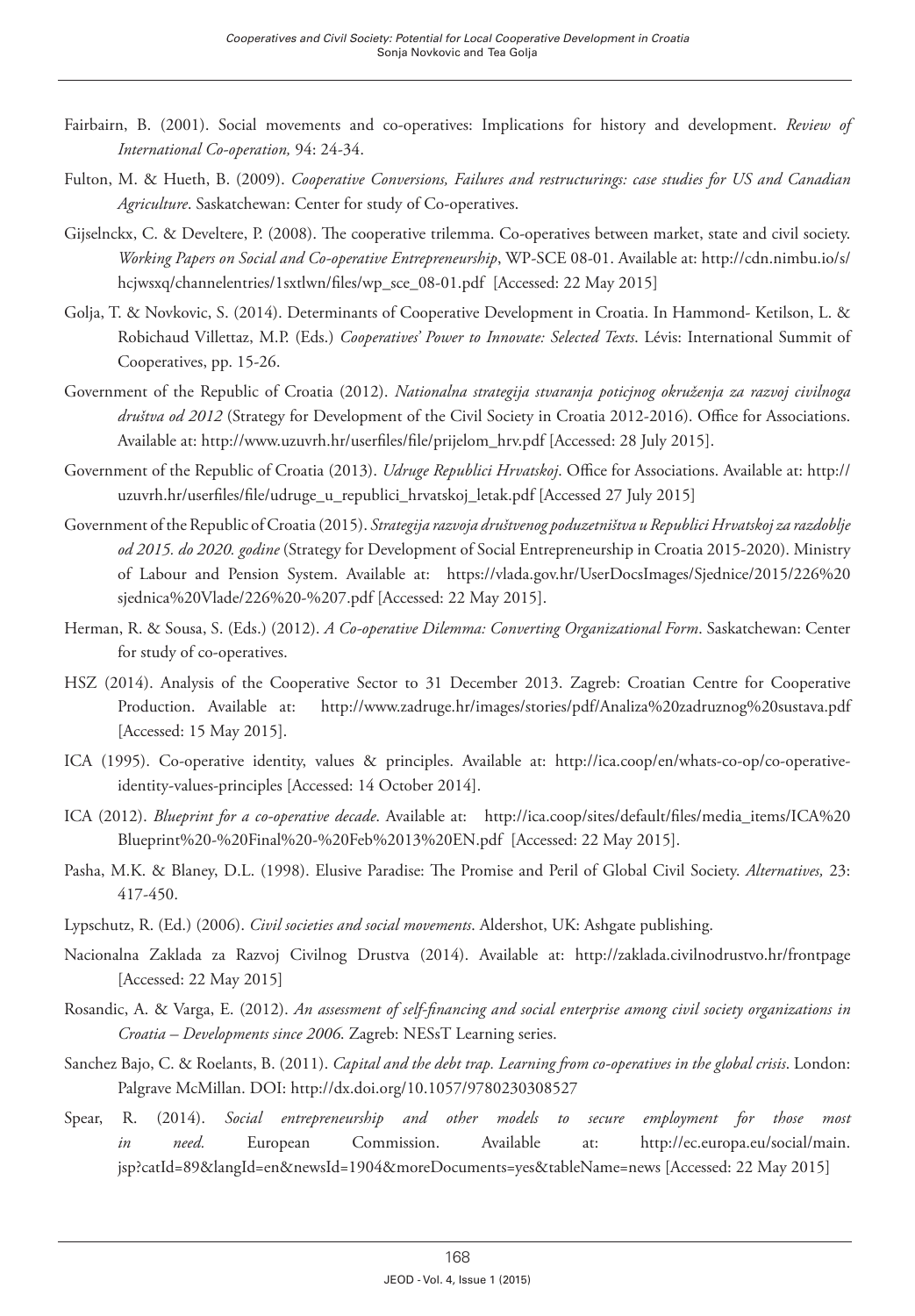Fairbairn, B. (2001). Social movements and co-operatives: Implications for history and development. *Review of International Co-operation,* 94: 24-34.

Fulton, M. & Hueth, B. (2009). *Cooperative Conversions, Failures and restructurings: case studies for US and Canadian Agriculture*. Saskatchewan: Center for study of Co-operatives.

Gijselnckx, C. & Develtere, P. (2008). The cooperative trilemma. Co-operatives between market, state and civil society. *Working Papers on Social and Co-operative Entrepreneurship*, WP-SCE 08-01. Available at: http://cdn.nimbu.io/s/hcjwsxq/channelentries/1sxtlwn/files/wp_sce_08-01.pdf [Accessed: 22 May 2015]

Golja, T. & Novkovic, S. (2014). Determinants of Cooperative Development in Croatia. In Hammond- Ketilson, L. & Robichaud Villettaz, M.P. (Eds.) *Cooperatives' Power to Innovate: Selected Texts*. Lévis: International Summit of Cooperatives, pp. 15-26.

Government of the Republic of Croatia (2012). *Nationalna strategija stvaranja poticjnog okruženja za razvoj civilnoga društva od 2012* (Strategy for Development of the Civil Society in Croatia 2012-2016). Office for Associations. Available at: http://www.uzuvrh.hr/userfiles/file/prijelom_hrv.pdf [Accessed: 28 July 2015].

Government of the Republic of Croatia (2013). *Udruge Republici Hrvatskoj*. Office for Associations. Available at: http://uzuvrh.hr/userfiles/file/udruge_u_republici_hrvatskoj_letak.pdf [Accessed 27 July 2015]

Government of the Republic of Croatia (2015). *Strategija razvoja društvenog poduzetništva u Republici Hrvatskoj za razdoblje od 2015. do 2020. godine* (Strategy for Development of Social Entrepreneurship in Croatia 2015-2020). Ministry of Labour and Pension System. Available at: https://vlada.gov.hr/UserDocsImages/Sjednice/2015/226%20sjednica%20Vlade/226%20-%207.pdf [Accessed: 22 May 2015].

Herman, R. & Sousa, S. (Eds.) (2012). *A Co-operative Dilemma: Converting Organizational Form*. Saskatchewan: Center for study of co-operatives.

HSZ (2014). Analysis of the Cooperative Sector to 31 December 2013. Zagreb: Croatian Centre for Cooperative Production. Available at: http://www.zadruge.hr/images/stories/pdf/Analiza%20zadruznog%20sustava.pdf [Accessed: 15 May 2015].

ICA (1995). Co-operative identity, values & principles. Available at: http://ica.coop/en/whats-co-op/co-operative-identity-values-principles [Accessed: 14 October 2014].

ICA (2012). *Blueprint for a co-operative decade*. Available at: http://ica.coop/sites/default/files/media_items/ICA%20Blueprint%20-%20Final%20-%20Feb%2013%20EN.pdf [Accessed: 22 May 2015].

Pasha, M.K. & Blaney, D.L. (1998). Elusive Paradise: The Promise and Peril of Global Civil Society. *Alternatives,* 23: 417-450.

Lypschutz, R. (Ed.) (2006). *Civil societies and social movements*. Aldershot, UK: Ashgate publishing.

Nacionalna Zaklada za Razvoj Civilnog Drustva (2014). Available at: http://zaklada.civilnodrustvo.hr/frontpage [Accessed: 22 May 2015]

Rosandic, A. & Varga, E. (2012). *An assessment of self-financing and social enterprise among civil society organizations in Croatia – Developments since 2006*. Zagreb: NESsT Learning series.

Sanchez Bajo, C. & Roelants, B. (2011). *Capital and the debt trap. Learning from co-operatives in the global crisis*. London: Palgrave McMillan. DOI: http://dx.doi.org/10.1057/9780230308527

Spear, R. (2014). *Social entrepreneurship and other models to secure employment for those most in need.* European Commission. Available at: http://ec.europa.eu/social/main.jsp?catId=89&langId=en&newsId=1904&moreDocuments=yes&tableName=news [Accessed: 22 May 2015]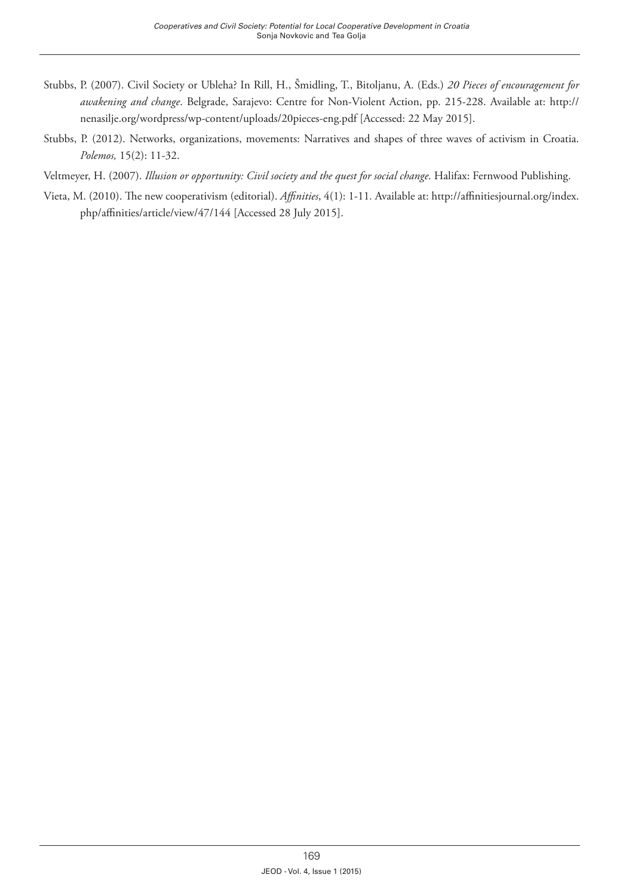Stubbs, P. (2007). Civil Society or Ubleha? In Rill, H., Šmidling, T., Bitoljanu, A. (Eds.) *20 Pieces of encouragement for awakening and change*. Belgrade, Sarajevo: Centre for Non-Violent Action, pp. 215-228. Available at: http://nenasilje.org/wordpress/wp-content/uploads/20pieces-eng.pdf [Accessed: 22 May 2015].

Stubbs, P. (2012). Networks, organizations, movements: Narratives and shapes of three waves of activism in Croatia. *Polemos,* 15(2): 11-32.

Veltmeyer, H. (2007). *Illusion or opportunity: Civil society and the quest for social change*. Halifax: Fernwood Publishing.

Vieta, M. (2010). The new cooperativism (editorial). *Affinities*, 4(1): 1-11. Available at: http://affinitiesjournal.org/index.php/affinities/article/view/47/144 [Accessed 28 July 2015].